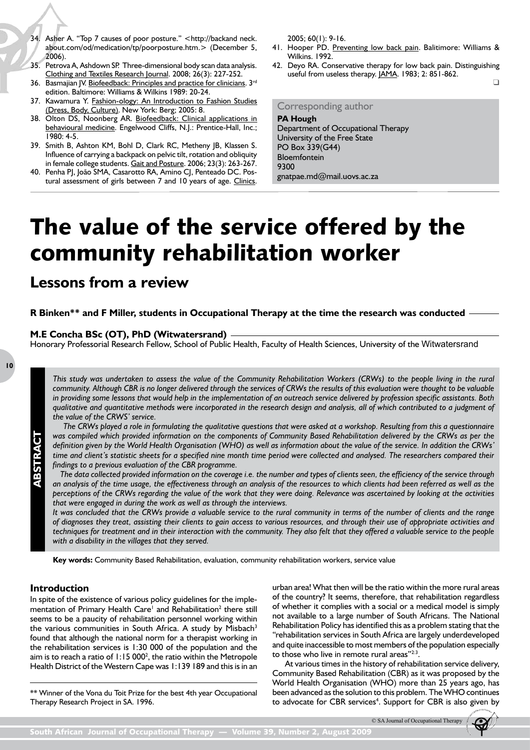34. Asher A. "Top 7 causes of poor posture." <http://backand neck.about.com/od/medication/tp/poorposture.htm.> (December 5, 2006).
35. Petrova A, Ashdown SP. Three-dimensional body scan data analysis. Clothing and Textiles Research Journal. 2008; 26(3): 227-252.
36. Basmajian JV. Biofeedback: Principles and practice for clinicians. 3rd edition. Baltimore: Williams & Wilkins 1989: 20-24.
37. Kawamura Y. Fashion-ology: An Introduction to Fashion Studies (Dress, Body, Culture). New York: Berg; 2005: 8.
38. Olton DS, Noonberg AR. Biofeedback: Clinical applications in behavioural medicine. Engelwood Cliffs, N.J.: Prentice-Hall, Inc.; 1980: 4-5.
39. Smith B, Ashton KM, Bohl D, Clark RC, Metheny JB, Klassen S. Influence of carrying a backpack on pelvic tilt, rotation and obliquity in female college students. Gait and Posture. 2006; 23(3): 263-267.
40. Penha PJ, João SMA, Casarotto RA, Amino CJ, Penteado DC. Postural assessment of girls between 7 and 10 years of age. Clinics. 2005; 60(1): 9-16.
41. Hooper PD. Preventing low back pain. Balitimore: Williams & Wilkins. 1992.
42. Deyo RA. Conservative therapy for low back pain. Distinguishing useful from useless therapy. JAMA. 1983; 2: 851-862.

**Corresponding author**

**PA Hough**
Department of Occupational Therapy
University of the Free State
PO Box 339(G44)
Bloemfontein
9300
gnatpae.md@mail.uovs.ac.za

# The value of the service offered by the community rehabilitation worker

## Lessons from a review

**R Binken\*\* and F Miller, students in Occupational Therapy at the time the research was conducted**

**M.E Concha BSc (OT), PhD (Witwatersrand)**
Honorary Professorial Research Fellow, School of Public Health, Faculty of Health Sciences, University of the Witwatersrand

**ABSTRACT**

*This study was undertaken to assess the value of the Community Rehabilitation Workers (CRWs) to the people living in the rural community. Although CBR is no longer delivered through the services of CRWs the results of this evaluation were thought to be valuable in providing some lessons that would help in the implementation of an outreach service delivered by profession specific assistants. Both qualitative and quantitative methods were incorporated in the research design and analysis, all of which contributed to a judgment of the value of the CRWS' service.*

*The CRWs played a role in formulating the qualitative questions that were asked at a workshop. Resulting from this a questionnaire was compiled which provided information on the components of Community Based Rehabilitation delivered by the CRWs as per the definition given by the World Health Organisation (WHO) as well as information about the value of the service. In addition the CRWs' time and client's statistic sheets for a specified nine month time period were collected and analysed. The researchers compared their findings to a previous evaluation of the CBR programme.*

*The data collected provided information on the coverage i.e. the number and types of clients seen, the efficiency of the service through an analysis of the time usage, the effectiveness through an analysis of the resources to which clients had been referred as well as the perceptions of the CRWs regarding the value of the work that they were doing. Relevance was ascertained by looking at the activities that were engaged in during the work as well as through the interviews.*

*It was concluded that the CRWs provide a valuable service to the rural community in terms of the number of clients and the range of diagnoses they treat, assisting their clients to gain access to various resources, and through their use of appropriate activities and techniques for treatment and in their interaction with the community. They also felt that they offered a valuable service to the people with a disability in the villages that they served.*

**Key words:** Community Based Rehabilitation, evaluation, community rehabilitation workers, service value

### Introduction

In spite of the existence of various policy guidelines for the implementation of Primary Health Care[1] and Rehabilitation[2] there still seems to be a paucity of rehabilitation personnel working within the various communities in South Africa. A study by Misbach[3] found that although the national norm for a therapist working in the rehabilitation services is 1:30 000 of the population and the aim is to reach a ratio of 1:15 000[2], the ratio within the Metropole Health District of the Western Cape was 1:139 189 and this is in an urban area! What then will be the ratio within the more rural areas of the country? It seems, therefore, that rehabilitation regardless of whether it complies with a social or a medical model is simply not available to a large number of South Africans. The National Rehabilitation Policy has identified this as a problem stating that the "rehabilitation services in South Africa are largely underdeveloped and quite inaccessible to most members of the population especially to those who live in remote rural areas"[2,3].

At various times in the history of rehabilitation service delivery, Community Based Rehabilitation (CBR) as it was proposed by the World Health Organisation (WHO) more than 25 years ago, has been advanced as the solution to this problem. The WHO continues to advocate for CBR services[4]. Support for CBR is also given by

\*\* Winner of the Vona du Toit Prize for the best 4th year Occupational Therapy Research Project in SA. 1996.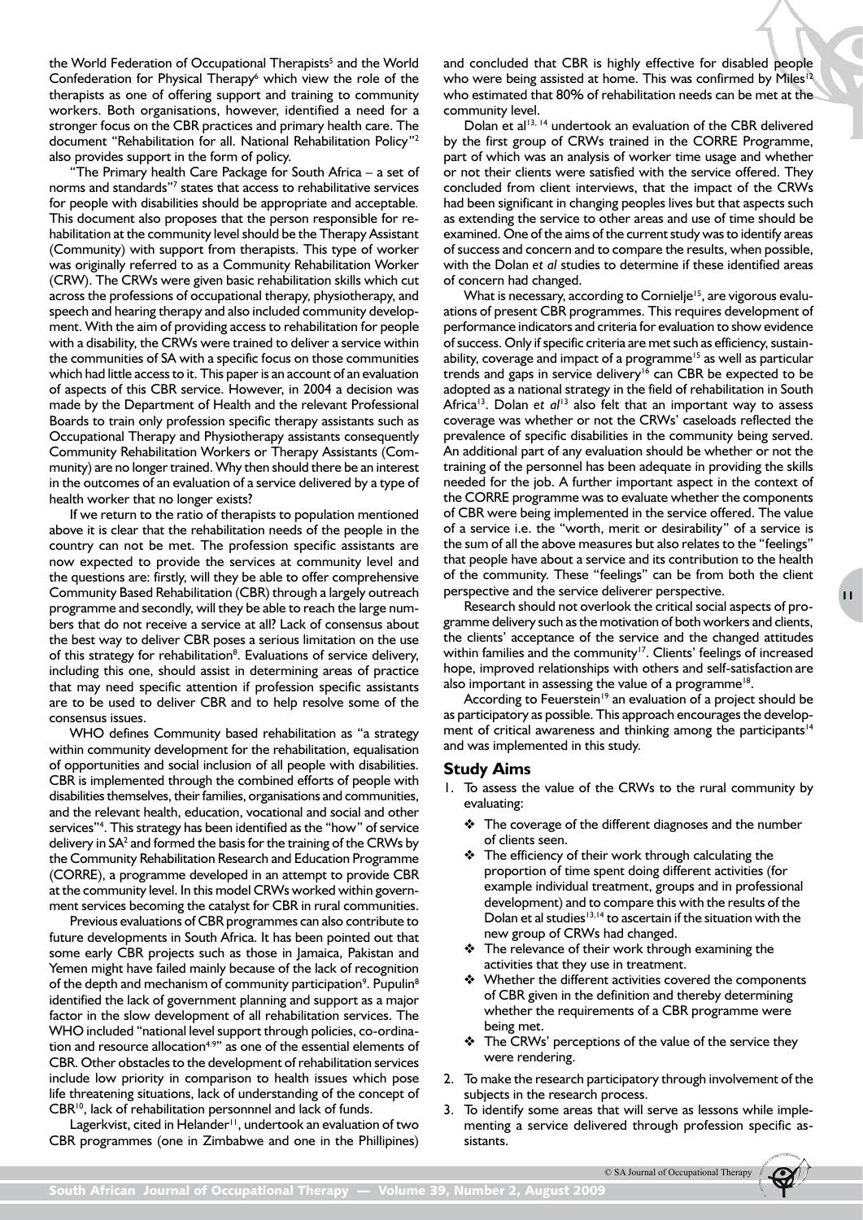the World Federation of Occupational Therapists[5] and the World Confederation for Physical Therapy[6] which view the role of the therapists as one of offering support and training to community workers. Both organisations, however, identified a need for a stronger focus on the CBR practices and primary health care. The document "Rehabilitation for all. National Rehabilitation Policy"[2] also provides support in the form of policy.

"The Primary health Care Package for South Africa – a set of norms and standards"[7] states that access to rehabilitative services for people with disabilities should be appropriate and acceptable. This document also proposes that the person responsible for rehabilitation at the community level should be the Therapy Assistant (Community) with support from therapists. This type of worker was originally referred to as a Community Rehabilitation Worker (CRW). The CRWs were given basic rehabilitation skills which cut across the professions of occupational therapy, physiotherapy, and speech and hearing therapy and also included community development. With the aim of providing access to rehabilitation for people with a disability, the CRWs were trained to deliver a service within the communities of SA with a specific focus on those communities which had little access to it. This paper is an account of an evaluation of aspects of this CBR service. However, in 2004 a decision was made by the Department of Health and the relevant Professional Boards to train only profession specific therapy assistants such as Occupational Therapy and Physiotherapy assistants consequently Community Rehabilitation Workers or Therapy Assistants (Community) are no longer trained. Why then should there be an interest in the outcomes of an evaluation of a service delivered by a type of health worker that no longer exists?

If we return to the ratio of therapists to population mentioned above it is clear that the rehabilitation needs of the people in the country can not be met. The profession specific assistants are now expected to provide the services at community level and the questions are: firstly, will they be able to offer comprehensive Community Based Rehabilitation (CBR) through a largely outreach programme and secondly, will they be able to reach the large numbers that do not receive a service at all? Lack of consensus about the best way to deliver CBR poses a serious limitation on the use of this strategy for rehabilitation[8]. Evaluations of service delivery, including this one, should assist in determining areas of practice that may need specific attention if profession specific assistants are to be used to deliver CBR and to help resolve some of the consensus issues.

WHO defines Community based rehabilitation as "a strategy within community development for the rehabilitation, equalisation of opportunities and social inclusion of all people with disabilities. CBR is implemented through the combined efforts of people with disabilities themselves, their families, organisations and communities, and the relevant health, education, vocational and social and other services"[4]. This strategy has been identified as the "how" of service delivery in SA[2] and formed the basis for the training of the CRWs by the Community Rehabilitation Research and Education Programme (CORRE), a programme developed in an attempt to provide CBR at the community level. In this model CRWs worked within government services becoming the catalyst for CBR in rural communities.

Previous evaluations of CBR programmes can also contribute to future developments in South Africa. It has been pointed out that some early CBR projects such as those in Jamaica, Pakistan and Yemen might have failed mainly because of the lack of recognition of the depth and mechanism of community participation[9]. Pupulin[8] identified the lack of government planning and support as a major factor in the slow development of all rehabilitation services. The WHO included "national level support through policies, co-ordination and resource allocation[4;9]" as one of the essential elements of CBR. Other obstacles to the development of rehabilitation services include low priority in comparison to health issues which pose life threatening situations, lack of understanding of the concept of CBR[10], lack of rehabilitation personnnel and lack of funds.

Lagerkvist, cited in Helander[11], undertook an evaluation of two CBR programmes (one in Zimbabwe and one in the Phillipines) and concluded that CBR is highly effective for disabled people who were being assisted at home. This was confirmed by Miles[12] who estimated that 80% of rehabilitation needs can be met at the community level.

Dolan et al[13, 14] undertook an evaluation of the CBR delivered by the first group of CRWs trained in the CORRE Programme, part of which was an analysis of worker time usage and whether or not their clients were satisfied with the service offered. They concluded from client interviews, that the impact of the CRWs had been significant in changing peoples lives but that aspects such as extending the service to other areas and use of time should be examined. One of the aims of the current study was to identify areas of success and concern and to compare the results, when possible, with the Dolan *et al* studies to determine if these identified areas of concern had changed.

What is necessary, according to Cornielje[15], are vigorous evaluations of present CBR programmes. This requires development of performance indicators and criteria for evaluation to show evidence of success. Only if specific criteria are met such as efficiency, sustainability, coverage and impact of a programme[15] as well as particular trends and gaps in service delivery[16] can CBR be expected to be adopted as a national strategy in the field of rehabilitation in South Africa[13]. Dolan *et al*[13] also felt that an important way to assess coverage was whether or not the CRWs' caseloads reflected the prevalence of specific disabilities in the community being served. An additional part of any evaluation should be whether or not the training of the personnel has been adequate in providing the skills needed for the job. A further important aspect in the context of the CORRE programme was to evaluate whether the components of CBR were being implemented in the service offered. The value of a service i.e. the "worth, merit or desirability" of a service is the sum of all the above measures but also relates to the "feelings" that people have about a service and its contribution to the health of the community. These "feelings" can be from both the client perspective and the service deliverer perspective.

Research should not overlook the critical social aspects of programme delivery such as the motivation of both workers and clients, the clients' acceptance of the service and the changed attitudes within families and the community[17]. Clients' feelings of increased hope, improved relationships with others and self-satisfaction are also important in assessing the value of a programme[18].

According to Feuerstein[19] an evaluation of a project should be as participatory as possible. This approach encourages the development of critical awareness and thinking among the participants[14] and was implemented in this study.

## Study Aims

1. To assess the value of the CRWs to the rural community by evaluating:
   - The coverage of the different diagnoses and the number of clients seen.
   - The efficiency of their work through calculating the proportion of time spent doing different activities (for example individual treatment, groups and in professional development) and to compare this with the results of the Dolan et al studies[13,14] to ascertain if the situation with the new group of CRWs had changed.
   - The relevance of their work through examining the activities that they use in treatment.
   - Whether the different activities covered the components of CBR given in the definition and thereby determining whether the requirements of a CBR programme were being met.
   - The CRWs' perceptions of the value of the service they were rendering.
2. To make the research participatory through involvement of the subjects in the research process.
3. To identify some areas that will serve as lessons while implementing a service delivered through profession specific assistants.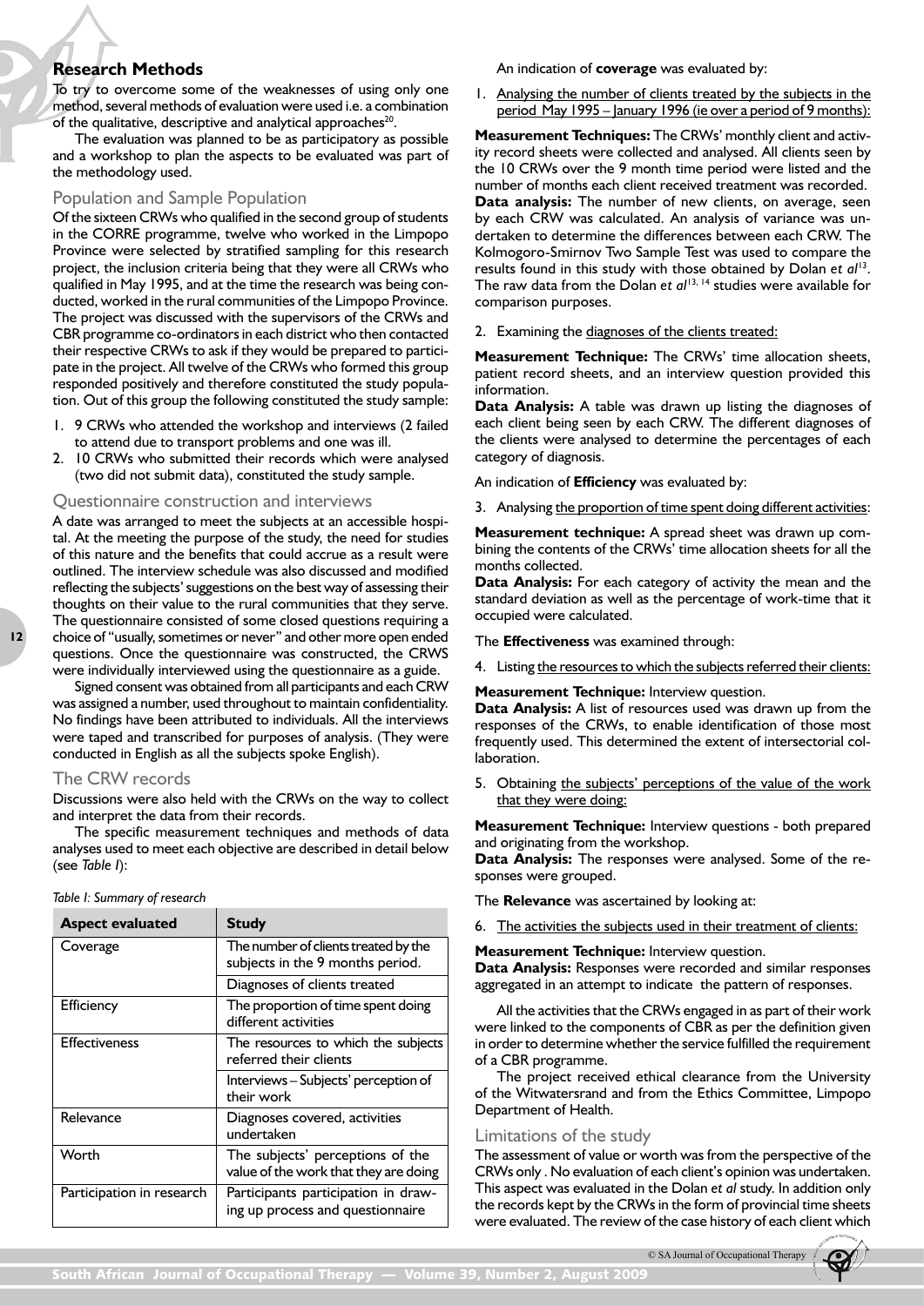## Research Methods

To try to overcome some of the weaknesses of using only one method, several methods of evaluation were used i.e. a combination of the qualitative, descriptive and analytical approaches[20].

The evaluation was planned to be as participatory as possible and a workshop to plan the aspects to be evaluated was part of the methodology used.

### Population and Sample Population

Of the sixteen CRWs who qualified in the second group of students in the CORRE programme, twelve who worked in the Limpopo Province were selected by stratified sampling for this research project, the inclusion criteria being that they were all CRWs who qualified in May 1995, and at the time the research was being conducted, worked in the rural communities of the Limpopo Province. The project was discussed with the supervisors of the CRWs and CBR programme co-ordinators in each district who then contacted their respective CRWs to ask if they would be prepared to participate in the project. All twelve of the CRWs who formed this group responded positively and therefore constituted the study population. Out of this group the following constituted the study sample:

1. 9 CRWs who attended the workshop and interviews (2 failed to attend due to transport problems and one was ill.
2. 10 CRWs who submitted their records which were analysed (two did not submit data), constituted the study sample.

### Questionnaire construction and interviews

A date was arranged to meet the subjects at an accessible hospital. At the meeting the purpose of the study, the need for studies of this nature and the benefits that could accrue as a result were outlined. The interview schedule was also discussed and modified reflecting the subjects' suggestions on the best way of assessing their thoughts on their value to the rural communities that they serve. The questionnaire consisted of some closed questions requiring a choice of "usually, sometimes or never" and other more open ended questions. Once the questionnaire was constructed, the CRWS were individually interviewed using the questionnaire as a guide.

Signed consent was obtained from all participants and each CRW was assigned a number, used throughout to maintain confidentiality. No findings have been attributed to individuals. All the interviews were taped and transcribed for purposes of analysis. (They were conducted in English as all the subjects spoke English).

### The CRW records

Discussions were also held with the CRWs on the way to collect and interpret the data from their records.

The specific measurement techniques and methods of data analyses used to meet each objective are described in detail below (see *Table I*):

*Table I: Summary of research*

| Aspect evaluated | Study |
|---|---|
| Coverage | The number of clients treated by the subjects in the 9 months period. |
| | Diagnoses of clients treated |
| Efficiency | The proportion of time spent doing different activities |
| Effectiveness | The resources to which the subjects referred their clients |
| | Interviews – Subjects' perception of their work |
| Relevance | Diagnoses covered, activities undertaken |
| Worth | The subjects' perceptions of the value of the work that they are doing |
| Participation in research | Participants participation in drawing up process and questionnaire |

An indication of **coverage** was evaluated by:

1. Analysing the number of clients treated by the subjects in the period May 1995 – January 1996 (ie over a period of 9 months):

**Measurement Techniques:** The CRWs' monthly client and activity record sheets were collected and analysed. All clients seen by the 10 CRWs over the 9 month time period were listed and the number of months each client received treatment was recorded.

**Data analysis:** The number of new clients, on average, seen by each CRW was calculated. An analysis of variance was undertaken to determine the differences between each CRW. The Kolmogoro-Smirnov Two Sample Test was used to compare the results found in this study with those obtained by Dolan *et al*[13]. The raw data from the Dolan *et al*[13, 14] studies were available for comparison purposes.

2. Examining the diagnoses of the clients treated:

**Measurement Technique:** The CRWs' time allocation sheets, patient record sheets, and an interview question provided this information.

**Data Analysis:** A table was drawn up listing the diagnoses of each client being seen by each CRW. The different diagnoses of the clients were analysed to determine the percentages of each category of diagnosis.

An indication of **Efficiency** was evaluated by:

3. Analysing the proportion of time spent doing different activities:

**Measurement technique:** A spread sheet was drawn up combining the contents of the CRWs' time allocation sheets for all the months collected.

**Data Analysis:** For each category of activity the mean and the standard deviation as well as the percentage of work-time that it occupied were calculated.

The **Effectiveness** was examined through:

4. Listing the resources to which the subjects referred their clients:

**Measurement Technique:** Interview question.

**Data Analysis:** A list of resources used was drawn up from the responses of the CRWs, to enable identification of those most frequently used. This determined the extent of intersectorial collaboration.

5. Obtaining the subjects' perceptions of the value of the work that they were doing:

**Measurement Technique:** Interview questions - both prepared and originating from the workshop.

**Data Analysis:** The responses were analysed. Some of the responses were grouped.

The **Relevance** was ascertained by looking at:

6. The activities the subjects used in their treatment of clients:

**Measurement Technique:** Interview question.

**Data Analysis:** Responses were recorded and similar responses aggregated in an attempt to indicate the pattern of responses.

All the activities that the CRWs engaged in as part of their work were linked to the components of CBR as per the definition given in order to determine whether the service fulfilled the requirement of a CBR programme.

The project received ethical clearance from the University of the Witwatersrand and from the Ethics Committee, Limpopo Department of Health.

### Limitations of the study

The assessment of value or worth was from the perspective of the CRWs only . No evaluation of each client's opinion was undertaken. This aspect was evaluated in the Dolan *et al* study. In addition only the records kept by the CRWs in the form of provincial time sheets were evaluated. The review of the case history of each client which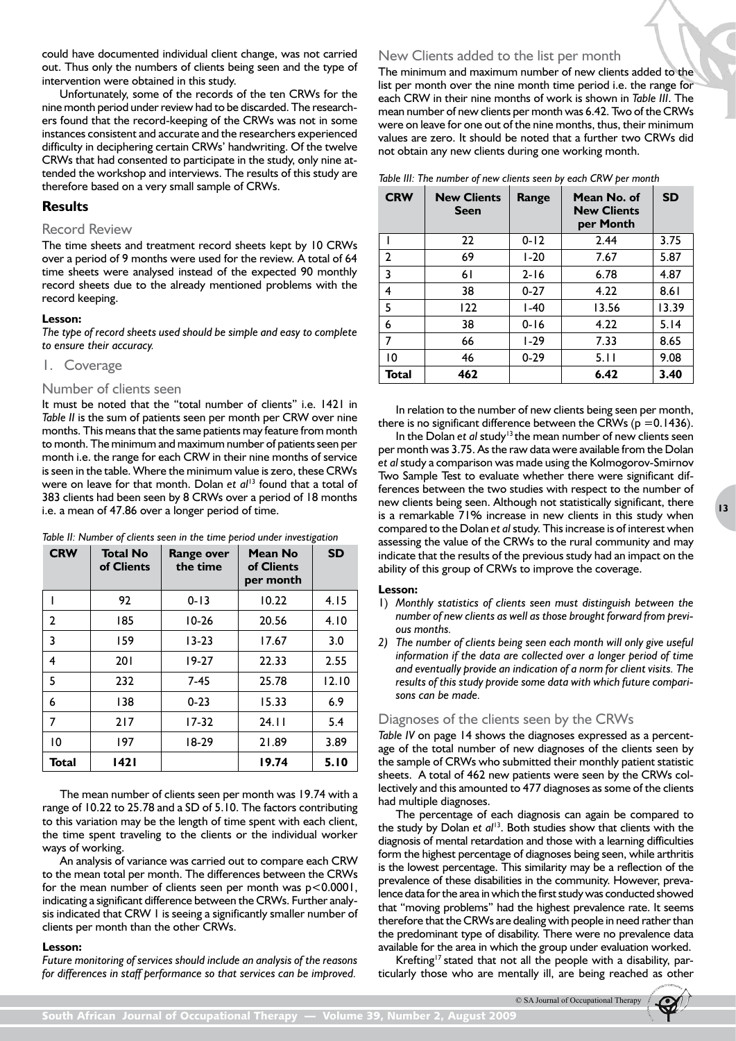could have documented individual client change, was not carried out. Thus only the numbers of clients being seen and the type of intervention were obtained in this study.

Unfortunately, some of the records of the ten CRWs for the nine month period under review had to be discarded. The researchers found that the record-keeping of the CRWs was not in some instances consistent and accurate and the researchers experienced difficulty in deciphering certain CRWs' handwriting. Of the twelve CRWs that had consented to participate in the study, only nine attended the workshop and interviews. The results of this study are therefore based on a very small sample of CRWs.

## Results

### Record Review

The time sheets and treatment record sheets kept by 10 CRWs over a period of 9 months were used for the review. A total of 64 time sheets were analysed instead of the expected 90 monthly record sheets due to the already mentioned problems with the record keeping.

**Lesson:**

*The type of record sheets used should be simple and easy to complete to ensure their accuracy.*

### 1. Coverage

### Number of clients seen

It must be noted that the "total number of clients" i.e. 1421 in *Table II* is the sum of patients seen per month per CRW over nine months. This means that the same patients may feature from month to month. The minimum and maximum number of patients seen per month i.e. the range for each CRW in their nine months of service is seen in the table. Where the minimum value is zero, these CRWs were on leave for that month. Dolan *et al*[13] found that a total of 383 clients had been seen by 8 CRWs over a period of 18 months i.e. a mean of 47.86 over a longer period of time.

*Table II: Number of clients seen in the time period under investigation*

| CRW | Total No of Clients | Range over the time | Mean No of Clients per month | SD |
|---|---|---|---|---|
| 1 | 92 | 0-13 | 10.22 | 4.15 |
| 2 | 185 | 10-26 | 20.56 | 4.10 |
| 3 | 159 | 13-23 | 17.67 | 3.0 |
| 4 | 201 | 19-27 | 22.33 | 2.55 |
| 5 | 232 | 7-45 | 25.78 | 12.10 |
| 6 | 138 | 0-23 | 15.33 | 6.9 |
| 7 | 217 | 17-32 | 24.11 | 5.4 |
| 10 | 197 | 18-29 | 21.89 | 3.89 |
| **Total** | **1421** | | **19.74** | **5.10** |

The mean number of clients seen per month was 19.74 with a range of 10.22 to 25.78 and a SD of 5.10. The factors contributing to this variation may be the length of time spent with each client, the time spent traveling to the clients or the individual worker ways of working.

An analysis of variance was carried out to compare each CRW to the mean total per month. The differences between the CRWs for the mean number of clients seen per month was $p<0.0001$, indicating a significant difference between the CRWs. Further analysis indicated that CRW 1 is seeing a significantly smaller number of clients per month than the other CRWs.

**Lesson:**

*Future monitoring of services should include an analysis of the reasons for differences in staff performance so that services can be improved.*

### New Clients added to the list per month

The minimum and maximum number of new clients added to the list per month over the nine month time period i.e. the range for each CRW in their nine months of work is shown in *Table III*. The mean number of new clients per month was 6.42. Two of the CRWs were on leave for one out of the nine months, thus, their minimum values are zero. It should be noted that a further two CRWs did not obtain any new clients during one working month.

*Table III: The number of new clients seen by each CRW per month*

| CRW | New Clients Seen | Range | Mean No. of New Clients per Month | SD |
|---|---|---|---|---|
| 1 | 22 | 0-12 | 2.44 | 3.75 |
| 2 | 69 | 1-20 | 7.67 | 5.87 |
| 3 | 61 | 2-16 | 6.78 | 4.87 |
| 4 | 38 | 0-27 | 4.22 | 8.61 |
| 5 | 122 | 1-40 | 13.56 | 13.39 |
| 6 | 38 | 0-16 | 4.22 | 5.14 |
| 7 | 66 | 1-29 | 7.33 | 8.65 |
| 10 | 46 | 0-29 | 5.11 | 9.08 |
| **Total** | **462** | | **6.42** | **3.40** |

In relation to the number of new clients being seen per month, there is no significant difference between the CRWs ($p = 0.1436$).

In the Dolan *et al* study[13] the mean number of new clients seen per month was 3.75. As the raw data were available from the Dolan *et al* study a comparison was made using the Kolmogorov-Smirnov Two Sample Test to evaluate whether there were significant differences between the two studies with respect to the number of new clients being seen. Although not statistically significant, there is a remarkable 71% increase in new clients in this study when compared to the Dolan *et al* study. This increase is of interest when assessing the value of the CRWs to the rural community and may indicate that the results of the previous study had an impact on the ability of this group of CRWs to improve the coverage.

**Lesson:**

1) *Monthly statistics of clients seen must distinguish between the number of new clients as well as those brought forward from previous months.*
2) *The number of clients being seen each month will only give useful information if the data are collected over a longer period of time and eventually provide an indication of a norm for client visits. The results of this study provide some data with which future comparisons can be made.*

### Diagnoses of the clients seen by the CRWs

*Table IV* on page 14 shows the diagnoses expressed as a percentage of the total number of new diagnoses of the clients seen by the sample of CRWs who submitted their monthly patient statistic sheets. A total of 462 new patients were seen by the CRWs collectively and this amounted to 477 diagnoses as some of the clients had multiple diagnoses.

The percentage of each diagnosis can again be compared to the study by Dolan *et al*[13]. Both studies show that clients with the diagnosis of mental retardation and those with a learning difficulties form the highest percentage of diagnoses being seen, while arthritis is the lowest percentage. This similarity may be a reflection of the prevalence of these disabilities in the community. However, prevalence data for the area in which the first study was conducted showed that "moving problems" had the highest prevalence rate. It seems therefore that the CRWs are dealing with people in need rather than the predominant type of disability. There were no prevalence data available for the area in which the group under evaluation worked.

Krefting[17] stated that not all the people with a disability, particularly those who are mentally ill, are being reached as other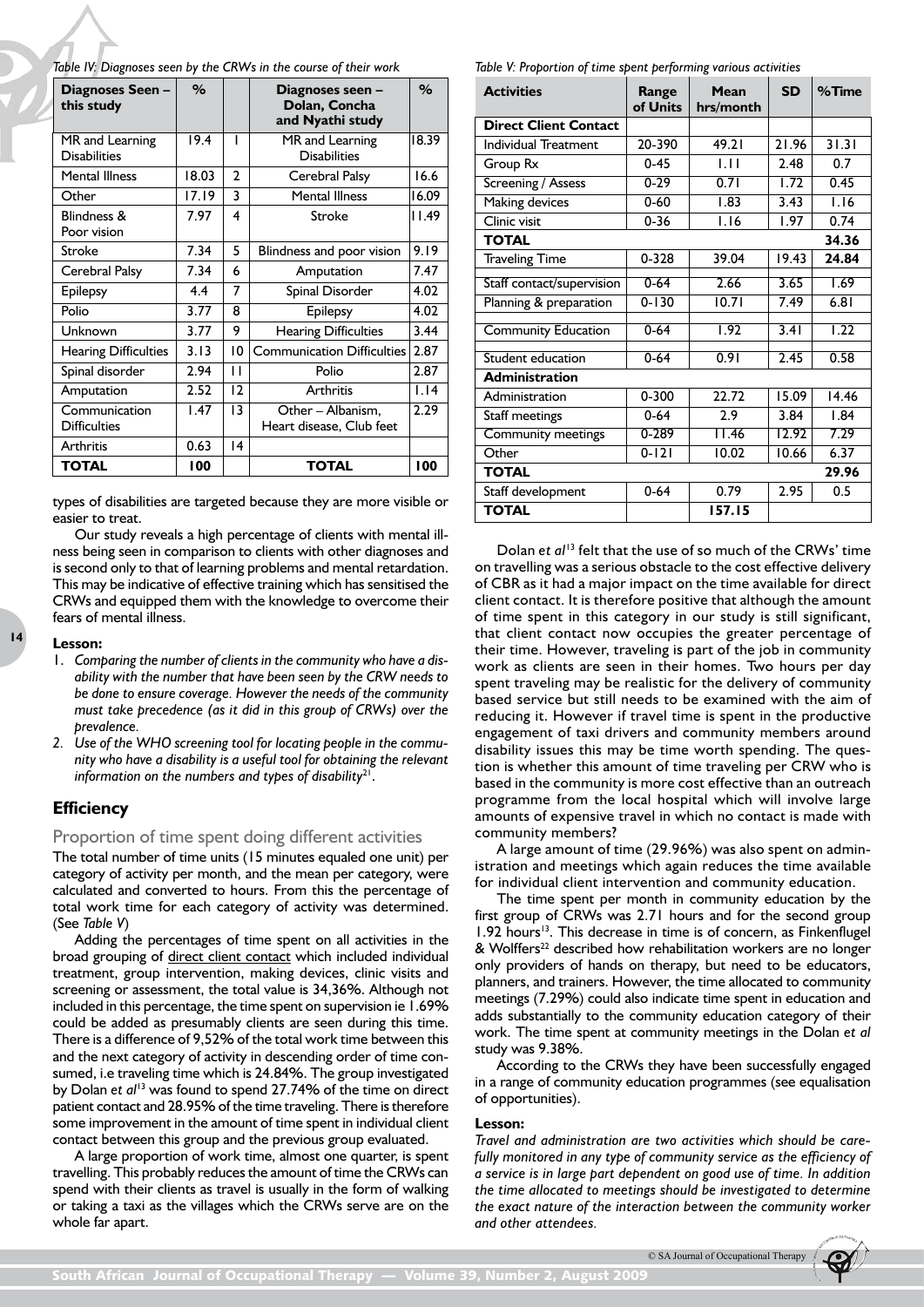*Table IV: Diagnoses seen by the CRWs in the course of their work*

| Diagnoses Seen – this study | % | | Diagnoses seen – Dolan, Concha and Nyathi study | % |
|---|---|---|---|---|
| MR and Learning Disabilities | 19.4 | 1 | MR and Learning Disabilities | 18.39 |
| Mental Illness | 18.03 | 2 | Cerebral Palsy | 16.6 |
| Other | 17.19 | 3 | Mental Illness | 16.09 |
| Blindness & Poor vision | 7.97 | 4 | Stroke | 11.49 |
| Stroke | 7.34 | 5 | Blindness and poor vision | 9.19 |
| Cerebral Palsy | 7.34 | 6 | Amputation | 7.47 |
| Epilepsy | 4.4 | 7 | Spinal Disorder | 4.02 |
| Polio | 3.77 | 8 | Epilepsy | 4.02 |
| Unknown | 3.77 | 9 | Hearing Difficulties | 3.44 |
| Hearing Difficulties | 3.13 | 10 | Communication Difficulties | 2.87 |
| Spinal disorder | 2.94 | 11 | Polio | 2.87 |
| Amputation | 2.52 | 12 | Arthritis | 1.14 |
| Communication Difficulties | 1.47 | 13 | Other – Albanism, Heart disease, Club feet | 2.29 |
| Arthritis | 0.63 | 14 | | |
| **TOTAL** | **100** | | **TOTAL** | **100** |

types of disabilities are targeted because they are more visible or easier to treat.

Our study reveals a high percentage of clients with mental illness being seen in comparison to clients with other diagnoses and is second only to that of learning problems and mental retardation. This may be indicative of effective training which has sensitised the CRWs and equipped them with the knowledge to overcome their fears of mental illness.

**Lesson:**

1. *Comparing the number of clients in the community who have a disability with the number that have been seen by the CRW needs to be done to ensure coverage. However the needs of the community must take precedence (as it did in this group of CRWs) over the prevalence.*
2. *Use of the WHO screening tool for locating people in the community who have a disability is a useful tool for obtaining the relevant information on the numbers and types of disability*[21].

## Efficiency

### Proportion of time spent doing different activities

The total number of time units (15 minutes equaled one unit) per category of activity per month, and the mean per category, were calculated and converted to hours. From this the percentage of total work time for each category of activity was determined. (See *Table V*)

Adding the percentages of time spent on all activities in the broad grouping of direct client contact which included individual treatment, group intervention, making devices, clinic visits and screening or assessment, the total value is 34,36%. Although not included in this percentage, the time spent on supervision ie 1.69% could be added as presumably clients are seen during this time. There is a difference of 9,52% of the total work time between this and the next category of activity in descending order of time consumed, i.e traveling time which is 24.84%. The group investigated by Dolan *et al*[13] was found to spend 27.74% of the time on direct patient contact and 28.95% of the time traveling. There is therefore some improvement in the amount of time spent in individual client contact between this group and the previous group evaluated.

A large proportion of work time, almost one quarter, is spent travelling. This probably reduces the amount of time the CRWs can spend with their clients as travel is usually in the form of walking or taking a taxi as the villages which the CRWs serve are on the whole far apart.

*Table V: Proportion of time spent performing various activities*

| Activities | Range of Units | Mean hrs/month | SD | %Time |
|---|---|---|---|---|
| **Direct Client Contact** | | | | |
| Individual Treatment | 20-390 | 49.21 | 21.96 | 31.31 |
| Group Rx | 0-45 | 1.11 | 2.48 | 0.7 |
| Screening / Assess | 0-29 | 0.71 | 1.72 | 0.45 |
| Making devices | 0-60 | 1.83 | 3.43 | 1.16 |
| Clinic visit | 0-36 | 1.16 | 1.97 | 0.74 |
| **TOTAL** | | | | **34.36** |
| Traveling Time | 0-328 | 39.04 | 19.43 | **24.84** |
| Staff contact/supervision | 0-64 | 2.66 | 3.65 | 1.69 |
| Planning & preparation | 0-130 | 10.71 | 7.49 | 6.81 |
| Community Education | 0-64 | 1.92 | 3.41 | 1.22 |
| Student education | 0-64 | 0.91 | 2.45 | 0.58 |
| **Administration** | | | | |
| Administration | 0-300 | 22.72 | 15.09 | 14.46 |
| Staff meetings | 0-64 | 2.9 | 3.84 | 1.84 |
| Community meetings | 0-289 | 11.46 | 12.92 | 7.29 |
| Other | 0-121 | 10.02 | 10.66 | 6.37 |
| **TOTAL** | | | | **29.96** |
| Staff development | 0-64 | 0.79 | 2.95 | 0.5 |
| **TOTAL** | | **157.15** | | |

Dolan *et al*[13] felt that the use of so much of the CRWs' time on travelling was a serious obstacle to the cost effective delivery of CBR as it had a major impact on the time available for direct client contact. It is therefore positive that although the amount of time spent in this category in our study is still significant, that client contact now occupies the greater percentage of their time. However, traveling is part of the job in community work as clients are seen in their homes. Two hours per day spent traveling may be realistic for the delivery of community based service but still needs to be examined with the aim of reducing it. However if travel time is spent in the productive engagement of taxi drivers and community members around disability issues this may be time worth spending. The question is whether this amount of time traveling per CRW who is based in the community is more cost effective than an outreach programme from the local hospital which will involve large amounts of expensive travel in which no contact is made with community members?

A large amount of time (29.96%) was also spent on administration and meetings which again reduces the time available for individual client intervention and community education.

The time spent per month in community education by the first group of CRWs was 2.71 hours and for the second group 1.92 hours[13]. This decrease in time is of concern, as Finkenflugel & Wolffers[22] described how rehabilitation workers are no longer only providers of hands on therapy, but need to be educators, planners, and trainers. However, the time allocated to community meetings (7.29%) could also indicate time spent in education and adds substantially to the community education category of their work. The time spent at community meetings in the Dolan *et al* study was 9.38%.

According to the CRWs they have been successfully engaged in a range of community education programmes (see equalisation of opportunities).

**Lesson:**

*Travel and administration are two activities which should be carefully monitored in any type of community service as the efficiency of a service is in large part dependent on good use of time. In addition the time allocated to meetings should be investigated to determine the exact nature of the interaction between the community worker and other attendees.*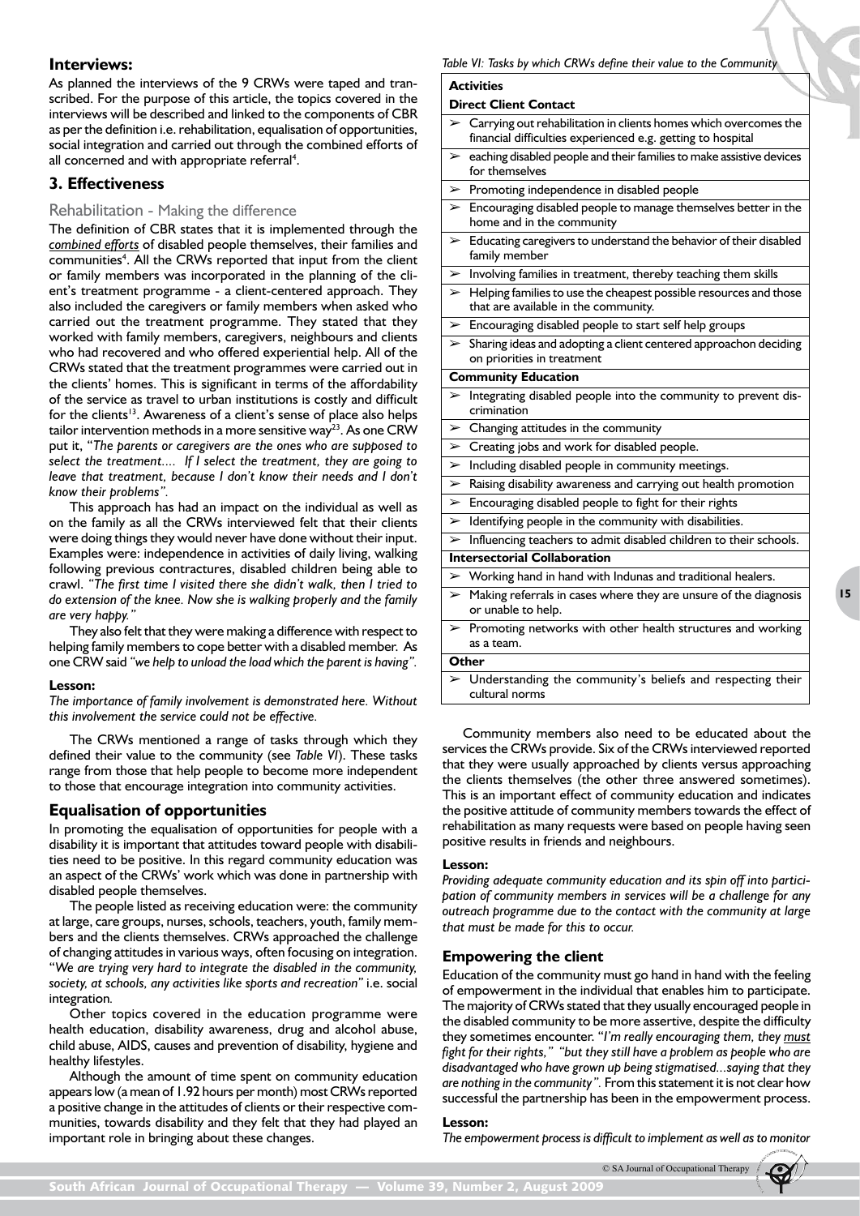## Interviews:

As planned the interviews of the 9 CRWs were taped and transcribed. For the purpose of this article, the topics covered in the interviews will be described and linked to the components of CBR as per the definition i.e. rehabilitation, equalisation of opportunities, social integration and carried out through the combined efforts of all concerned and with appropriate referral[4].

## 3. Effectiveness

### Rehabilitation - Making the difference

The definition of CBR states that it is implemented through the *combined efforts* of disabled people themselves, their families and communities[4]. All the CRWs reported that input from the client or family members was incorporated in the planning of the client's treatment programme - a client-centered approach. They also included the caregivers or family members when asked who carried out the treatment programme. They stated that they worked with family members, caregivers, neighbours and clients who had recovered and who offered experiential help. All of the CRWs stated that the treatment programmes were carried out in the clients' homes. This is significant in terms of the affordability of the service as travel to urban institutions is costly and difficult for the clients[13]. Awareness of a client's sense of place also helps tailor intervention methods in a more sensitive way[23]. As one CRW put it, *"The parents or caregivers are the ones who are supposed to select the treatment.... If I select the treatment, they are going to leave that treatment, because I don't know their needs and I don't know their problems".*

This approach has had an impact on the individual as well as on the family as all the CRWs interviewed felt that their clients were doing things they would never have done without their input. Examples were: independence in activities of daily living, walking following previous contractures, disabled children being able to crawl. *"The first time I visited there she didn't walk, then I tried to do extension of the knee. Now she is walking properly and the family are very happy."*

They also felt that they were making a difference with respect to helping family members to cope better with a disabled member. As one CRW said *"we help to unload the load which the parent is having".*

**Lesson:**

*The importance of family involvement is demonstrated here. Without this involvement the service could not be effective.*

The CRWs mentioned a range of tasks through which they defined their value to the community (see *Table VI*). These tasks range from those that help people to become more independent to those that encourage integration into community activities.

*Table VI: Tasks by which CRWs define their value to the Community*

| **Activities** |
|---|
| **Direct Client Contact** |
| ➢ Carrying out rehabilitation in clients homes which overcomes the financial difficulties experienced e.g. getting to hospital |
| ➢ eaching disabled people and their families to make assistive devices for themselves |
| ➢ Promoting independence in disabled people |
| ➢ Encouraging disabled people to manage themselves better in the home and in the community |
| ➢ Educating caregivers to understand the behavior of their disabled family member |
| ➢ Involving families in treatment, thereby teaching them skills |
| ➢ Helping families to use the cheapest possible resources and those that are available in the community. |
| ➢ Encouraging disabled people to start self help groups |
| ➢ Sharing ideas and adopting a client centered approachon deciding on priorities in treatment |
| **Community Education** |
| ➢ Integrating disabled people into the community to prevent discrimination |
| ➢ Changing attitudes in the community |
| ➢ Creating jobs and work for disabled people. |
| ➢ Including disabled people in community meetings. |
| ➢ Raising disability awareness and carrying out health promotion |
| ➢ Encouraging disabled people to fight for their rights |
| ➢ Identifying people in the community with disabilities. |
| ➢ Influencing teachers to admit disabled children to their schools. |
| **Intersectorial Collaboration** |
| ➢ Working hand in hand with Indunas and traditional healers. |
| ➢ Making referrals in cases where they are unsure of the diagnosis or unable to help. |
| ➢ Promoting networks with other health structures and working as a team. |
| **Other** |
| ➢ Understanding the community's beliefs and respecting their cultural norms |

## Equalisation of opportunities

In promoting the equalisation of opportunities for people with a disability it is important that attitudes toward people with disabilities need to be positive. In this regard community education was an aspect of the CRWs' work which was done in partnership with disabled people themselves.

The people listed as receiving education were: the community at large, care groups, nurses, schools, teachers, youth, family members and the clients themselves. CRWs approached the challenge of changing attitudes in various ways, often focusing on integration. "*We are trying very hard to integrate the disabled in the community, society, at schools, any activities like sports and recreation*" i.e. social integration.

Other topics covered in the education programme were health education, disability awareness, drug and alcohol abuse, child abuse, AIDS, causes and prevention of disability, hygiene and healthy lifestyles.

Although the amount of time spent on community education appears low (a mean of 1.92 hours per month) most CRWs reported a positive change in the attitudes of clients or their respective communities, towards disability and they felt that they had played an important role in bringing about these changes.

Community members also need to be educated about the services the CRWs provide. Six of the CRWs interviewed reported that they were usually approached by clients versus approaching the clients themselves (the other three answered sometimes). This is an important effect of community education and indicates the positive attitude of community members towards the effect of rehabilitation as many requests were based on people having seen positive results in friends and neighbours.

**Lesson:**

*Providing adequate community education and its spin off into participation of community members in services will be a challenge for any outreach programme due to the contact with the community at large that must be made for this to occur.*

## Empowering the client

Education of the community must go hand in hand with the feeling of empowerment in the individual that enables him to participate. The majority of CRWs stated that they usually encouraged people in the disabled community to be more assertive, despite the difficulty they sometimes encounter. "*I'm really encouraging them, they must fight for their rights," "but they still have a problem as people who are disadvantaged who have grown up being stigmatised...saying that they are nothing in the community".* From this statement it is not clear how successful the partnership has been in the empowerment process.

**Lesson:**

*The empowerment process is difficult to implement as well as to monitor*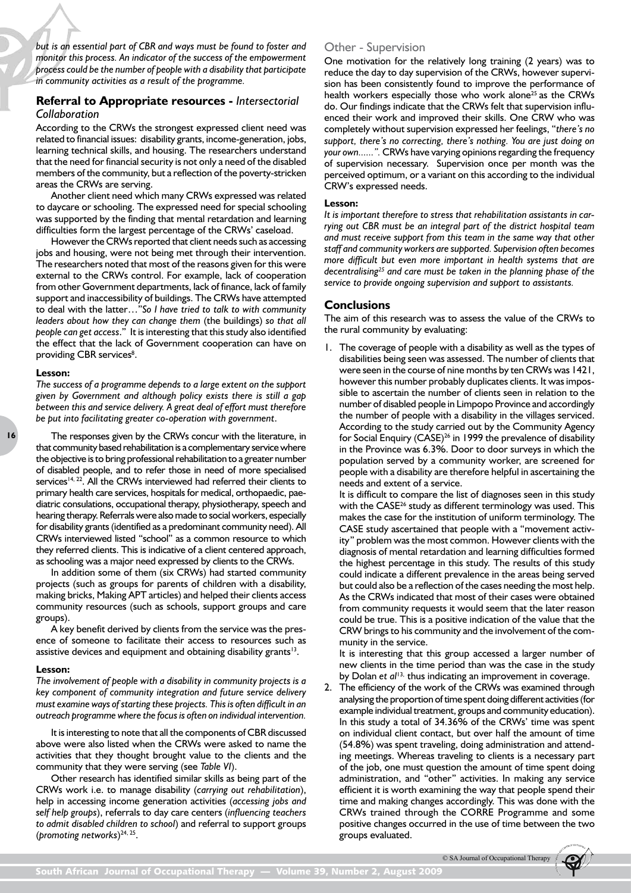*but is an essential part of CBR and ways must be found to foster and monitor this process. An indicator of the success of the empowerment process could be the number of people with a disability that participate in community activities as a result of the programme.*

## Referral to Appropriate resources - *Intersectorial Collaboration*

According to the CRWs the strongest expressed client need was related to financial issues: disability grants, income-generation, jobs, learning technical skills, and housing. The researchers understand that the need for financial security is not only a need of the disabled members of the community, but a reflection of the poverty-stricken areas the CRWs are serving.

Another client need which many CRWs expressed was related to daycare or schooling. The expressed need for special schooling was supported by the finding that mental retardation and learning difficulties form the largest percentage of the CRWs' caseload.

However the CRWs reported that client needs such as accessing jobs and housing, were not being met through their intervention. The researchers noted that most of the reasons given for this were external to the CRWs control. For example, lack of cooperation from other Government departments, lack of finance, lack of family support and inaccessibility of buildings. The CRWs have attempted to deal with the latter…"*So I have tried to talk to with community leaders about how they can change them* (the buildings) *so that all people can get access*." It is interesting that this study also identified the effect that the lack of Government cooperation can have on providing CBR services[8].

**Lesson:**

*The success of a programme depends to a large extent on the support given by Government and although policy exists there is still a gap between this and service delivery. A great deal of effort must therefore be put into facilitating greater co-operation with government.*

The responses given by the CRWs concur with the literature, in that community based rehabilitation is a complementary service where the objective is to bring professional rehabilitation to a greater number of disabled people, and to refer those in need of more specialised services[14, 22]. All the CRWs interviewed had referred their clients to primary health care services, hospitals for medical, orthopaedic, paediatric consulations, occupational therapy, physiotherapy, speech and hearing therapy. Referrals were also made to social workers, especially for disability grants (identified as a predominant community need). All CRWs interviewed listed "school" as a common resource to which they referred clients. This is indicative of a client centered approach, as schooling was a major need expressed by clients to the CRWs.

In addition some of them (six CRWs) had started community projects (such as groups for parents of children with a disability, making bricks, Making APT articles) and helped their clients access community resources (such as schools, support groups and care groups).

A key benefit derived by clients from the service was the presence of someone to facilitate their access to resources such as assistive devices and equipment and obtaining disability grants[13].

**Lesson:**

*The involvement of people with a disability in community projects is a key component of community integration and future service delivery must examine ways of starting these projects. This is often difficult in an outreach programme where the focus is often on individual intervention.*

It is interesting to note that all the components of CBR discussed above were also listed when the CRWs were asked to name the activities that they thought brought value to the clients and the community that they were serving (see *Table VI*).

Other research has identified similar skills as being part of the CRWs work i.e. to manage disability (*carrying out rehabilitation*), help in accessing income generation activities (*accessing jobs and self help groups*), referrals to day care centers (*influencing teachers to admit disabled children to school*) and referral to support groups (*promoting networks*)[24, 25].

## Other - Supervision

One motivation for the relatively long training (2 years) was to reduce the day to day supervision of the CRWs, however supervision has been consistently found to improve the performance of health workers especially those who work alone[25] as the CRWs do. Our findings indicate that the CRWs felt that supervision influenced their work and improved their skills. One CRW who was completely without supervision expressed her feelings, "*there's no support, there's no correcting, there's nothing. You are just doing on your own......"*. CRWs have varying opinions regarding the frequency of supervision necessary. Supervision once per month was the perceived optimum, or a variant on this according to the individual CRW's expressed needs.

**Lesson:**

*It is important therefore to stress that rehabilitation assistants in carrying out CBR must be an integral part of the district hospital team and must receive support from this team in the same way that other staff and community workers are supported. Supervision often becomes more difficult but even more important in health systems that are decentralising[25] and care must be taken in the planning phase of the service to provide ongoing supervision and support to assistants.*

## Conclusions

The aim of this research was to assess the value of the CRWs to the rural community by evaluating:

1. The coverage of people with a disability as well as the types of disabilities being seen was assessed. The number of clients that were seen in the course of nine months by ten CRWs was 1421, however this number probably duplicates clients. It was impossible to ascertain the number of clients seen in relation to the number of disabled people in Limpopo Province and accordingly the number of people with a disability in the villages serviced. According to the study carried out by the Community Agency for Social Enquiry (CASE)[26] in 1999 the prevalence of disability in the Province was 6.3%. Door to door surveys in which the population served by a community worker, are screened for people with a disability are therefore helpful in ascertaining the needs and extent of a service.

   It is difficult to compare the list of diagnoses seen in this study with the CASE[26] study as different terminology was used. This makes the case for the institution of uniform terminology. The CASE study ascertained that people with a "movement activity" problem was the most common. However clients with the diagnosis of mental retardation and learning difficulties formed the highest percentage in this study. The results of this study could indicate a different prevalence in the areas being served but could also be a reflection of the cases needing the most help. As the CRWs indicated that most of their cases were obtained from community requests it would seem that the later reason could be true. This is a positive indication of the value that the CRW brings to his community and the involvement of the community in the service.

   It is interesting that this group accessed a larger number of new clients in the time period than was the case in the study by Dolan *et al*[13], thus indicating an improvement in coverage.

2. The efficiency of the work of the CRWs was examined through analysing the proportion of time spent doing different activities (for example individual treatment, groups and community education). In this study a total of 34.36% of the CRWs' time was spent on individual client contact, but over half the amount of time (54.8%) was spent traveling, doing administration and attending meetings. Whereas traveling to clients is a necessary part of the job, one must question the amount of time spent doing administration, and "other" activities. In making any service efficient it is worth examining the way that people spend their time and making changes accordingly. This was done with the CRWs trained through the CORRE Programme and some positive changes occurred in the use of time between the two groups evaluated.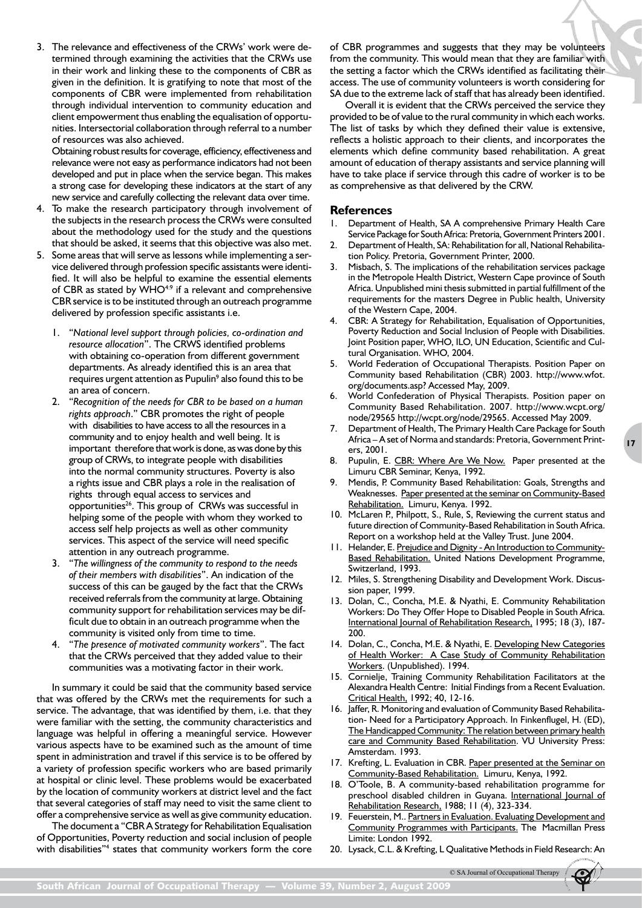3. The relevance and effectiveness of the CRWs' work were determined through examining the activities that the CRWs use in their work and linking these to the components of CBR as given in the definition. It is gratifying to note that most of the components of CBR were implemented from rehabilitation through individual intervention to community education and client empowerment thus enabling the equalisation of opportunities. Intersectorial collaboration through referral to a number of resources was also achieved.

   Obtaining robust results for coverage, efficiency, effectiveness and relevance were not easy as performance indicators had not been developed and put in place when the service began. This makes a strong case for developing these indicators at the start of any new service and carefully collecting the relevant data over time.

4. To make the research participatory through involvement of the subjects in the research process the CRWs were consulted about the methodology used for the study and the questions that should be asked, it seems that this objective was also met.

5. Some areas that will serve as lessons while implementing a service delivered through profession specific assistants were identified. It will also be helpful to examine the essential elements of CBR as stated by WHO[4,9] if a relevant and comprehensive CBR service is to be instituted through an outreach programme delivered by profession specific assistants i.e.

   1. "*National level support through policies, co-ordination and resource allocation*". The CRWS identified problems with obtaining co-operation from different government departments. As already identified this is an area that requires urgent attention as Pupulin[9] also found this to be an area of concern.
   2. "*Recognition of the needs for CBR to be based on a human rights approach*." CBR promotes the right of people with disabilities to have access to all the resources in a community and to enjoy health and well being. It is important therefore that work is done, as was done by this group of CRWs, to integrate people with disabilities into the normal community structures. Poverty is also a rights issue and CBR plays a role in the realisation of rights through equal access to services and opportunities[26]. This group of CRWs was successful in helping some of the people with whom they worked to access self help projects as well as other community services. This aspect of the service will need specific attention in any outreach programme.
   3. "*The willingness of the community to respond to the needs of their members with disabilities*". An indication of the success of this can be gauged by the fact that the CRWs received referrals from the community at large. Obtaining community support for rehabilitation services may be difficult due to obtain in an outreach programme when the community is visited only from time to time.
   4. "*The presence of motivated community workers*". The fact that the CRWs perceived that they added value to their communities was a motivating factor in their work.

In summary it could be said that the community based service that was offered by the CRWs met the requirements for such a service. The advantage, that was identified by them, i.e. that they were familiar with the setting, the community characteristics and language was helpful in offering a meaningful service. However various aspects have to be examined such as the amount of time spent in administration and travel if this service is to be offered by a variety of profession specific workers who are based primarily at hospital or clinic level. These problems would be exacerbated by the location of community workers at district level and the fact that several categories of staff may need to visit the same client to offer a comprehensive service as well as give community education.

The document a "CBR A Strategy for Rehabilitation Equalisation of Opportunities, Poverty reduction and social inclusion of people with disabilities"[4] states that community workers form the core of CBR programmes and suggests that they may be volunteers from the community. This would mean that they are familiar with the setting a factor which the CRWs identified as facilitating their access. The use of community volunteers is worth considering for SA due to the extreme lack of staff that has already been identified.

Overall it is evident that the CRWs perceived the service they provided to be of value to the rural community in which each works. The list of tasks by which they defined their value is extensive, reflects a holistic approach to their clients, and incorporates the elements which define community based rehabilitation. A great amount of education of therapy assistants and service planning will have to take place if service through this cadre of worker is to be as comprehensive as that delivered by the CRW.

## References

1. Department of Health, SA A comprehensive Primary Health Care Service Package for South Africa: Pretoria, Government Printers 2001.
2. Department of Health, SA: Rehabilitation for all, National Rehabilitation Policy. Pretoria, Government Printer, 2000.
3. Misbach, S. The implications of the rehabilitation services package in the Metropole Health District, Western Cape province of South Africa. Unpublished mini thesis submitted in partial fulfillment of the requirements for the masters Degree in Public health, University of the Western Cape, 2004.
4. CBR: A Strategy for Rehabilitation, Equalisation of Opportunities, Poverty Reduction and Social Inclusion of People with Disabilities. Joint Position paper, WHO, ILO, UN Education, Scientific and Cultural Organisation. WHO, 2004.
5. World Federation of Occupational Therapists. Position Paper on Community based Rehabilitation (CBR) 2003. http://www.wfot.org/documents.asp? Accessed May, 2009.
6. World Confederation of Physical Therapists. Position paper on Community Based Rehabilitation. 2007. http://www.wcpt.org/node/29565 http://wcpt.org/node/29565. Accessed May 2009.
7. Department of Health, The Primary Health Care Package for South Africa – A set of Norma and standards: Pretoria, Government Printers, 2001.
8. Pupulin, E. CBR: Where Are We Now. Paper presented at the Limuru CBR Seminar, Kenya, 1992.
9. Mendis, P. Community Based Rehabilitation: Goals, Strengths and Weaknesses. Paper presented at the seminar on Community-Based Rehabilitation. Limuru, Kenya. 1992.
10. McLaren P., Philpott, S., Rule, S, Reviewing the current status and future direction of Community-Based Rehabilitation in South Africa. Report on a workshop held at the Valley Trust. June 2004.
11. Helander, E. Prejudice and Dignity - An Introduction to Community-Based Rehabilitation. United Nations Development Programme, Switzerland, 1993.
12. Miles, S. Strengthening Disability and Development Work. Discussion paper, 1999.
13. Dolan, C., Concha, M.E. & Nyathi, E. Community Rehabilitation Workers: Do They Offer Hope to Disabled People in South Africa. International Journal of Rehabilitation Research, 1995; 18 (3), 187-200.
14. Dolan, C., Concha, M.E. & Nyathi, E. Developing New Categories of Health Worker: A Case Study of Community Rehabilitation Workers. (Unpublished). 1994.
15. Cornielje, Training Community Rehabilitation Facilitators at the Alexandra Health Centre: Initial Findings from a Recent Evaluation. Critical Health, 1992; 40, 12-16.
16. Jaffer, R. Monitoring and evaluation of Community Based Rehabilitation- Need for a Participatory Approach. In Finkenflugel, H. (ED), The Handicapped Community: The relation between primary health care and Community Based Rehabilitation. VU University Press: Amsterdam. 1993.
17. Krefting, L. Evaluation in CBR. Paper presented at the Seminar on Community-Based Rehabilitation. Limuru, Kenya, 1992.
18. O'Toole, B. A community-based rehabilitation programme for preschool disabled children in Guyana. International Journal of Rehabilitation Research, 1988; 11 (4), 323-334.
19. Feuerstein, M.. Partners in Evaluation. Evaluating Development and Community Programmes with Participants. The Macmillan Press Limite: London 1992.
20. Lysack, C.L. & Krefting, L Qualitative Methods in Field Research: An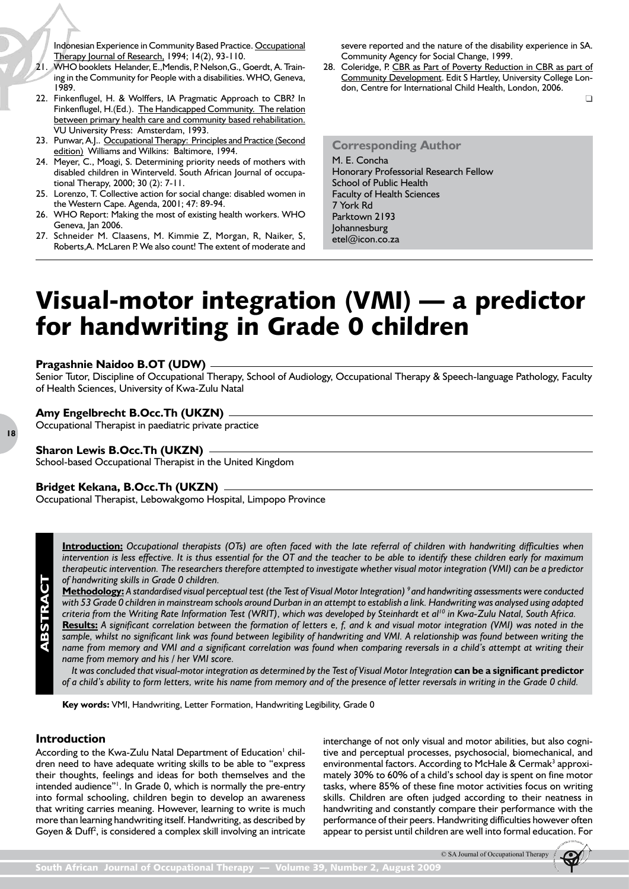Indonesian Experience in Community Based Practice. Occupational Therapy Journal of Research, 1994; 14(2), 93-110.

21. WHO booklets Helander, E.,Mendis, P. Nelson,G., Goerdt, A. Training in the Community for People with a disabilities. WHO, Geneva, 1989.
22. Finkenflugel, H. & Wolffers, IA Pragmatic Approach to CBR? In Finkenflugel, H.(Ed.). The Handicapped Community. The relation between primary health care and community based rehabilitation. VU University Press: Amsterdam, 1993.
23. Punwar, A.J.. Occupational Therapy: Principles and Practice (Second edition) Williams and Wilkins: Baltimore, 1994.
24. Meyer, C., Moagi, S. Determining priority needs of mothers with disabled children in Winterveld. South African Journal of occupational Therapy, 2000; 30 (2): 7-11.
25. Lorenzo, T. Collective action for social change: disabled women in the Western Cape. Agenda, 2001; 47: 89-94.
26. WHO Report: Making the most of existing health workers. WHO Geneva, Jan 2006.
27. Schneider M. Claasens, M. Kimmie Z, Morgan, R, Naiker, S, Roberts,A. McLaren P. We also count! The extent of moderate and severe reported and the nature of the disability experience in SA. Community Agency for Social Change, 1999.
28. Coleridge, P. CBR as Part of Poverty Reduction in CBR as part of Community Development. Edit S Hartley, University College London, Centre for International Child Health, London, 2006.

❑

**Corresponding Author**

M. E. Concha
Honorary Professorial Research Fellow
School of Public Health
Faculty of Health Sciences
7 York Rd
Parktown 2193
Johannesburg
etel@icon.co.za

# Visual-motor integration (VMI) — a predictor for handwriting in Grade 0 children

**Pragashnie Naidoo B.OT (UDW)**
Senior Tutor, Discipline of Occupational Therapy, School of Audiology, Occupational Therapy & Speech-language Pathology, Faculty of Health Sciences, University of Kwa-Zulu Natal

**Amy Engelbrecht B.Occ.Th (UKZN)**
Occupational Therapist in paediatric private practice

**Sharon Lewis B.Occ.Th (UKZN)**
School-based Occupational Therapist in the United Kingdom

**Bridget Kekana, B.Occ.Th (UKZN)**
Occupational Therapist, Lebowakgomo Hospital, Limpopo Province

## ABSTRACT

**Introduction:** *Occupational therapists (OTs) are often faced with the late referral of children with handwriting difficulties when intervention is less effective. It is thus essential for the OT and the teacher to be able to identify these children early for maximum therapeutic intervention. The researchers therefore attempted to investigate whether visual motor integration (VMI) can be a predictor of handwriting skills in Grade 0 children.*

**Methodology:** *A standardised visual perceptual test (the Test of Visual Motor Integration) [9] and handwriting assessments were conducted with 53 Grade 0 children in mainstream schools around Durban in an attempt to establish a link. Handwriting was analysed using adapted criteria from the Writing Rate Information Test (WRIT), which was developed by Steinhardt et al[10] in Kwa-Zulu Natal, South Africa.*

**Results:** *A significant correlation between the formation of letters e, f, and k and visual motor integration (VMI) was noted in the sample, whilst no significant link was found between legibility of handwriting and VMI. A relationship was found between writing the name from memory and VMI and a significant correlation was found when comparing reversals in a child's attempt at writing their name from memory and his / her VMI score.*

*It was concluded that visual-motor integration as determined by the Test of Visual Motor Integration* **can be a significant predictor** *of a child's ability to form letters, write his name from memory and of the presence of letter reversals in writing in the Grade 0 child.*

**Key words:** VMI, Handwriting, Letter Formation, Handwriting Legibility, Grade 0

## Introduction

According to the Kwa-Zulu Natal Department of Education[1] children need to have adequate writing skills to be able to "express their thoughts, feelings and ideas for both themselves and the intended audience"[1]. In Grade 0, which is normally the pre-entry into formal schooling, children begin to develop an awareness that writing carries meaning. However, learning to write is much more than learning handwriting itself. Handwriting, as described by Goyen & Duff[2], is considered a complex skill involving an intricate interchange of not only visual and motor abilities, but also cognitive and perceptual processes, psychosocial, biomechanical, and environmental factors. According to McHale & Cermak[3] approximately 30% to 60% of a child's school day is spent on fine motor tasks, where 85% of these fine motor activities focus on writing skills. Children are often judged according to their neatness in handwriting and constantly compare their performance with the performance of their peers. Handwriting difficulties however often appear to persist until children are well into formal education. For